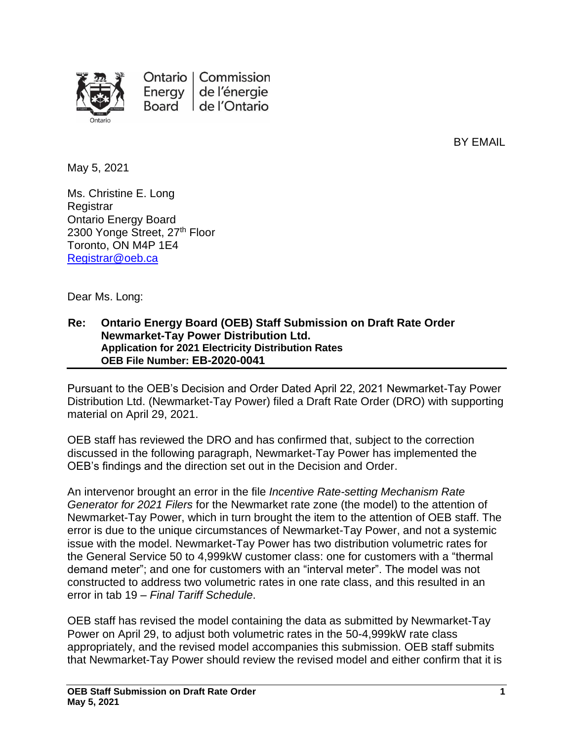Ontario Energy Board | Commission de l'énergie de l'Ontario

BY EMAIL

May 5, 2021

Ms. Christine E. Long
Registrar
Ontario Energy Board
2300 Yonge Street, 27th Floor
Toronto, ON M4P 1E4
Registrar@oeb.ca

Dear Ms. Long:

**Re: Ontario Energy Board (OEB) Staff Submission on Draft Rate Order**
**Newmarket-Tay Power Distribution Ltd.**
**Application for 2021 Electricity Distribution Rates**
**OEB File Number: EB-2020-0041**

Pursuant to the OEB's Decision and Order Dated April 22, 2021 Newmarket-Tay Power Distribution Ltd. (Newmarket-Tay Power) filed a Draft Rate Order (DRO) with supporting material on April 29, 2021.

OEB staff has reviewed the DRO and has confirmed that, subject to the correction discussed in the following paragraph, Newmarket-Tay Power has implemented the OEB's findings and the direction set out in the Decision and Order.

An intervenor brought an error in the file *Incentive Rate-setting Mechanism Rate Generator for 2021 Filers* for the Newmarket rate zone (the model) to the attention of Newmarket-Tay Power, which in turn brought the item to the attention of OEB staff. The error is due to the unique circumstances of Newmarket-Tay Power, and not a systemic issue with the model. Newmarket-Tay Power has two distribution volumetric rates for the General Service 50 to 4,999kW customer class: one for customers with a "thermal demand meter"; and one for customers with an "interval meter". The model was not constructed to address two volumetric rates in one rate class, and this resulted in an error in tab 19 – *Final Tariff Schedule*.

OEB staff has revised the model containing the data as submitted by Newmarket-Tay Power on April 29, to adjust both volumetric rates in the 50-4,999kW rate class appropriately, and the revised model accompanies this submission. OEB staff submits that Newmarket-Tay Power should review the revised model and either confirm that it is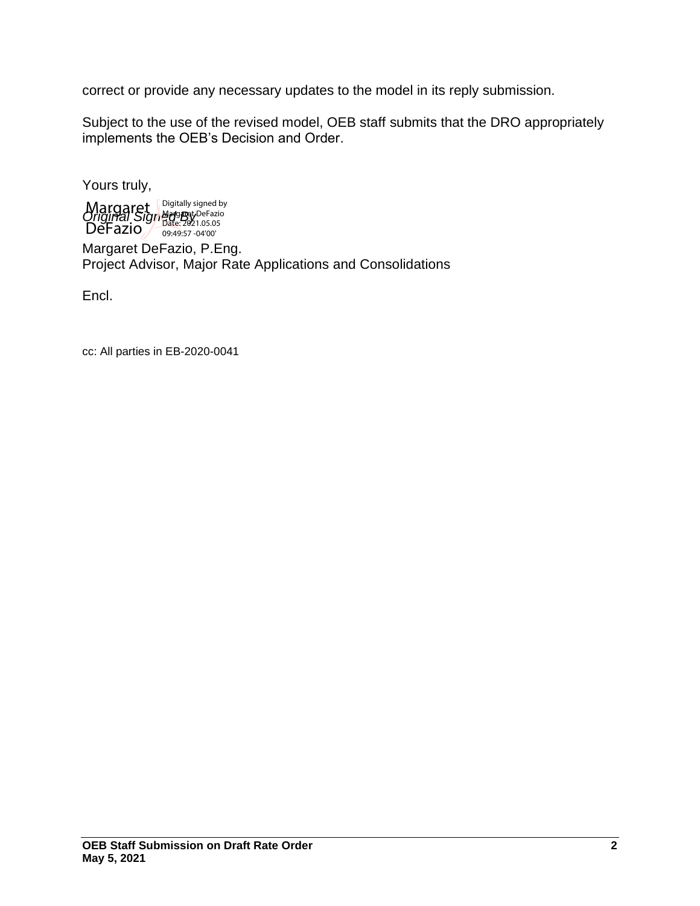correct or provide any necessary updates to the model in its reply submission.

Subject to the use of the revised model, OEB staff submits that the DRO appropriately implements the OEB's Decision and Order.

Yours truly,

*Original Signed By*

Margaret DeFazio

Digitally signed by Margaret DeFazio
Date: 2021.05.05 09:49:57 -04'00'

Margaret DeFazio, P.Eng.
Project Advisor, Major Rate Applications and Consolidations

Encl.

cc: All parties in EB-2020-0041